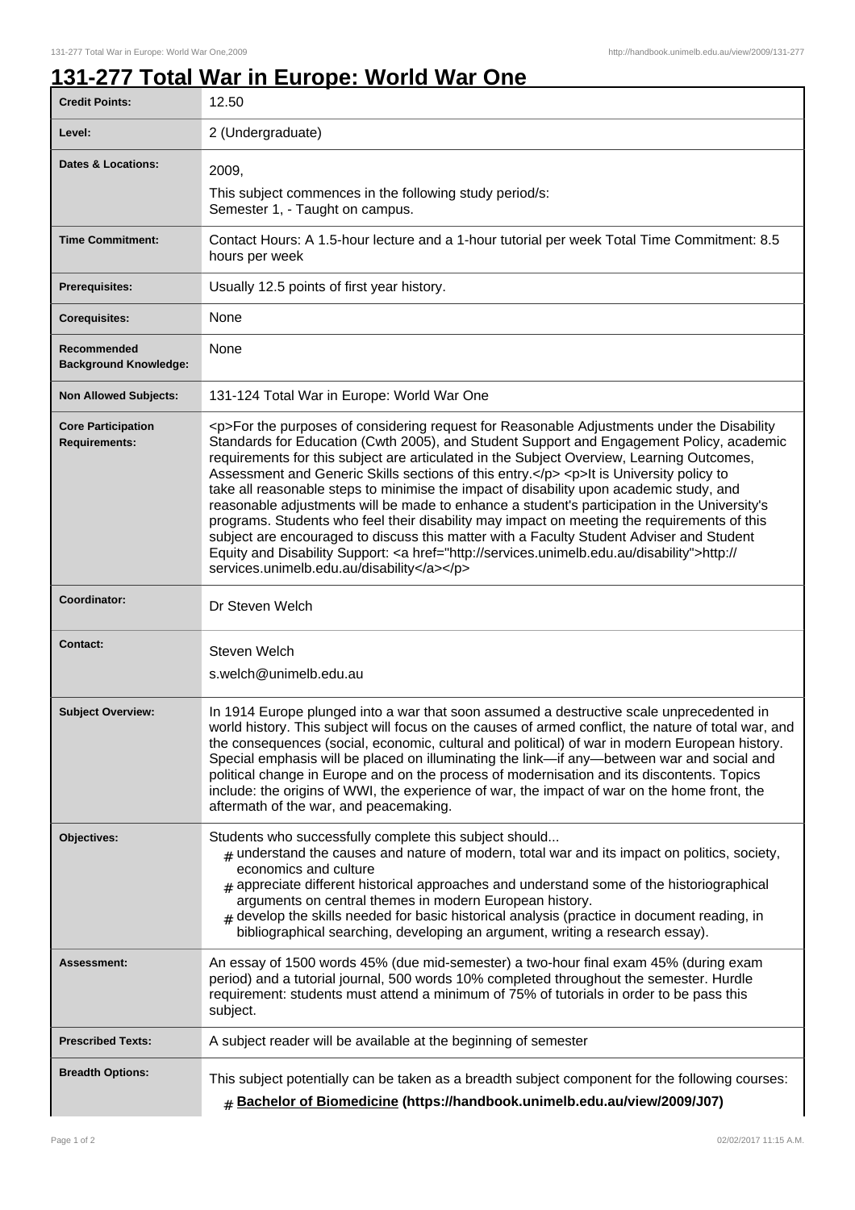# 131-277 Total War in Europe: World War One

| | |
|---|---|
| **Credit Points:** | 12.50 |
| **Level:** | 2 (Undergraduate) |
| **Dates & Locations:** | 2009,<br>This subject commences in the following study period/s:<br>Semester 1, - Taught on campus. |
| **Time Commitment:** | Contact Hours: A 1.5-hour lecture and a 1-hour tutorial per week Total Time Commitment: 8.5 hours per week |
| **Prerequisites:** | Usually 12.5 points of first year history. |
| **Corequisites:** | None |
| **Recommended Background Knowledge:** | None |
| **Non Allowed Subjects:** | 131-124 Total War in Europe: World War One |
| **Core Participation Requirements:** | <p>For the purposes of considering request for Reasonable Adjustments under the Disability Standards for Education (Cwth 2005), and Student Support and Engagement Policy, academic requirements for this subject are articulated in the Subject Overview, Learning Outcomes, Assessment and Generic Skills sections of this entry.</p> <p>It is University policy to take all reasonable steps to minimise the impact of disability upon academic study, and reasonable adjustments will be made to enhance a student's participation in the University's programs. Students who feel their disability may impact on meeting the requirements of this subject are encouraged to discuss this matter with a Faculty Student Adviser and Student Equity and Disability Support: <a href="http://services.unimelb.edu.au/disability">http://services.unimelb.edu.au/disability</a></p> |
| **Coordinator:** | Dr Steven Welch |
| **Contact:** | Steven Welch<br>s.welch@unimelb.edu.au |
| **Subject Overview:** | In 1914 Europe plunged into a war that soon assumed a destructive scale unprecedented in world history. This subject will focus on the causes of armed conflict, the nature of total war, and the consequences (social, economic, cultural and political) of war in modern European history. Special emphasis will be placed on illuminating the link—if any—between war and social and political change in Europe and on the process of modernisation and its discontents. Topics include: the origins of WWI, the experience of war, the impact of war on the home front, the aftermath of the war, and peacemaking. |
| **Objectives:** | Students who successfully complete this subject should...<br># understand the causes and nature of modern, total war and its impact on politics, society, economics and culture<br># appreciate different historical approaches and understand some of the historiographical arguments on central themes in modern European history.<br># develop the skills needed for basic historical analysis (practice in document reading, in bibliographical searching, developing an argument, writing a research essay). |
| **Assessment:** | An essay of 1500 words 45% (due mid-semester) a two-hour final exam 45% (during exam period) and a tutorial journal, 500 words 10% completed throughout the semester. Hurdle requirement: students must attend a minimum of 75% of tutorials in order to be pass this subject. |
| **Prescribed Texts:** | A subject reader will be available at the beginning of semester |
| **Breadth Options:** | This subject potentially can be taken as a breadth subject component for the following courses:<br># **Bachelor of Biomedicine (https://handbook.unimelb.edu.au/view/2009/J07)** |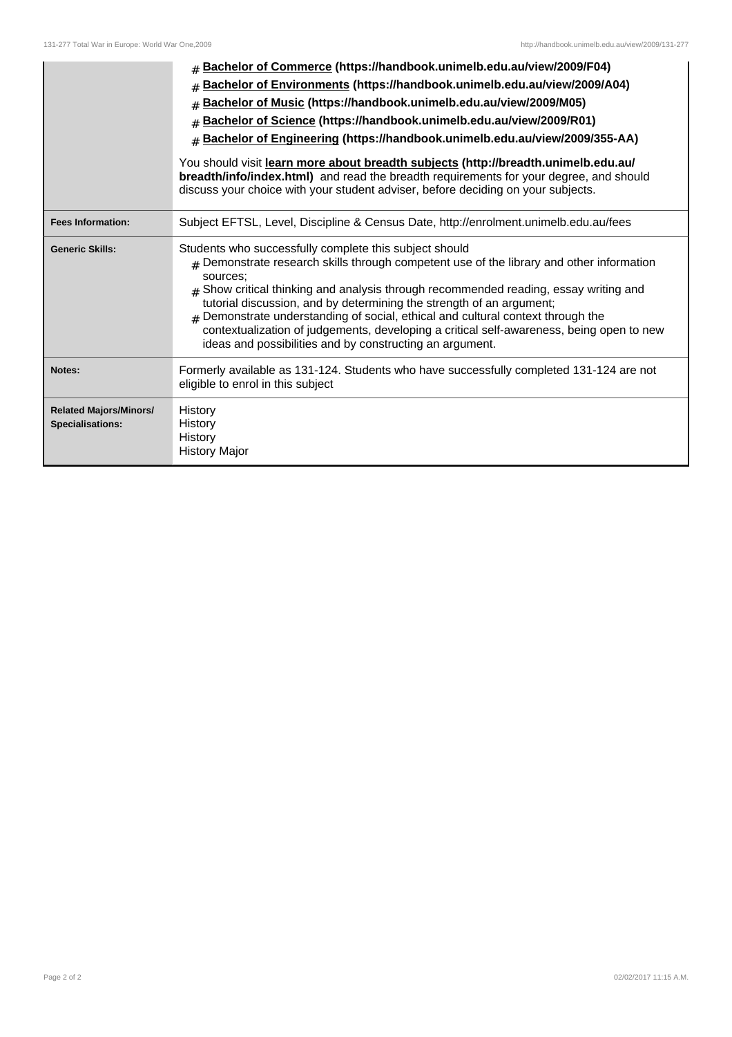| | |
|---|---|
| | # **Bachelor of Commerce** (https://handbook.unimelb.edu.au/view/2009/F04)<br># **Bachelor of Environments** (https://handbook.unimelb.edu.au/view/2009/A04)<br># **Bachelor of Music** (https://handbook.unimelb.edu.au/view/2009/M05)<br># **Bachelor of Science** (https://handbook.unimelb.edu.au/view/2009/R01)<br># **Bachelor of Engineering** (https://handbook.unimelb.edu.au/view/2009/355-AA)<br><br>You should visit **learn more about breadth subjects (http://breadth.unimelb.edu.au/breadth/info/index.html)** and read the breadth requirements for your degree, and should discuss your choice with your student adviser, before deciding on your subjects. |
| **Fees Information:** | Subject EFTSL, Level, Discipline & Census Date, http://enrolment.unimelb.edu.au/fees |
| **Generic Skills:** | Students who successfully complete this subject should<br># Demonstrate research skills through competent use of the library and other information sources;<br># Show critical thinking and analysis through recommended reading, essay writing and tutorial discussion, and by determining the strength of an argument;<br># Demonstrate understanding of social, ethical and cultural context through the contextualization of judgements, developing a critical self-awareness, being open to new ideas and possibilities and by constructing an argument. |
| **Notes:** | Formerly available as 131-124. Students who have successfully completed 131-124 are not eligible to enrol in this subject |
| **Related Majors/Minors/ Specialisations:** | History<br>History<br>History<br>History Major |